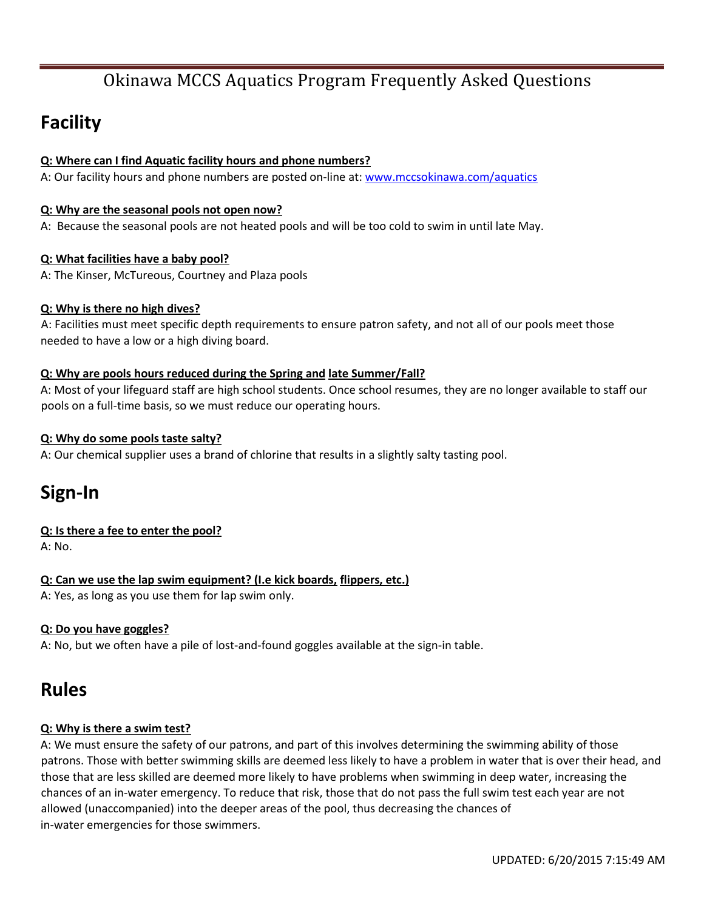# Okinawa MCCS Aquatics Program Frequently Asked Questions

## Facility

**Q: Where can I find Aquatic facility hours and phone numbers?**

A: Our facility hours and phone numbers are posted on-line at: [www.mccsokinawa.com/aquatics](http://www.mccsokinawa.com/aquatics)

**Q: Why are the seasonal pools not open now?**

A: Because the seasonal pools are not heated pools and will be too cold to swim in until late May.

**Q: What facilities have a baby pool?**

A: The Kinser, McTureous, Courtney and Plaza pools

**Q: Why is there no high dives?**

A: Facilities must meet specific depth requirements to ensure patron safety, and not all of our pools meet those needed to have a low or a high diving board.

**Q: Why are pools hours reduced during the Spring and late Summer/Fall?**

A: Most of your lifeguard staff are high school students. Once school resumes, they are no longer available to staff our pools on a full-time basis, so we must reduce our operating hours.

**Q: Why do some pools taste salty?**

A: Our chemical supplier uses a brand of chlorine that results in a slightly salty tasting pool.

## Sign-In

**Q: Is there a fee to enter the pool?**

A: No.

**Q: Can we use the lap swim equipment? (I.e kick boards, flippers, etc.)**

A: Yes, as long as you use them for lap swim only.

**Q: Do you have goggles?**

A: No, but we often have a pile of lost-and-found goggles available at the sign-in table.

## Rules

**Q: Why is there a swim test?**

A: We must ensure the safety of our patrons, and part of this involves determining the swimming ability of those patrons. Those with better swimming skills are deemed less likely to have a problem in water that is over their head, and those that are less skilled are deemed more likely to have problems when swimming in deep water, increasing the chances of an in-water emergency. To reduce that risk, those that do not pass the full swim test each year are not allowed (unaccompanied) into the deeper areas of the pool, thus decreasing the chances of in-water emergencies for those swimmers.

UPDATED: 6/20/2015 7:15:49 AM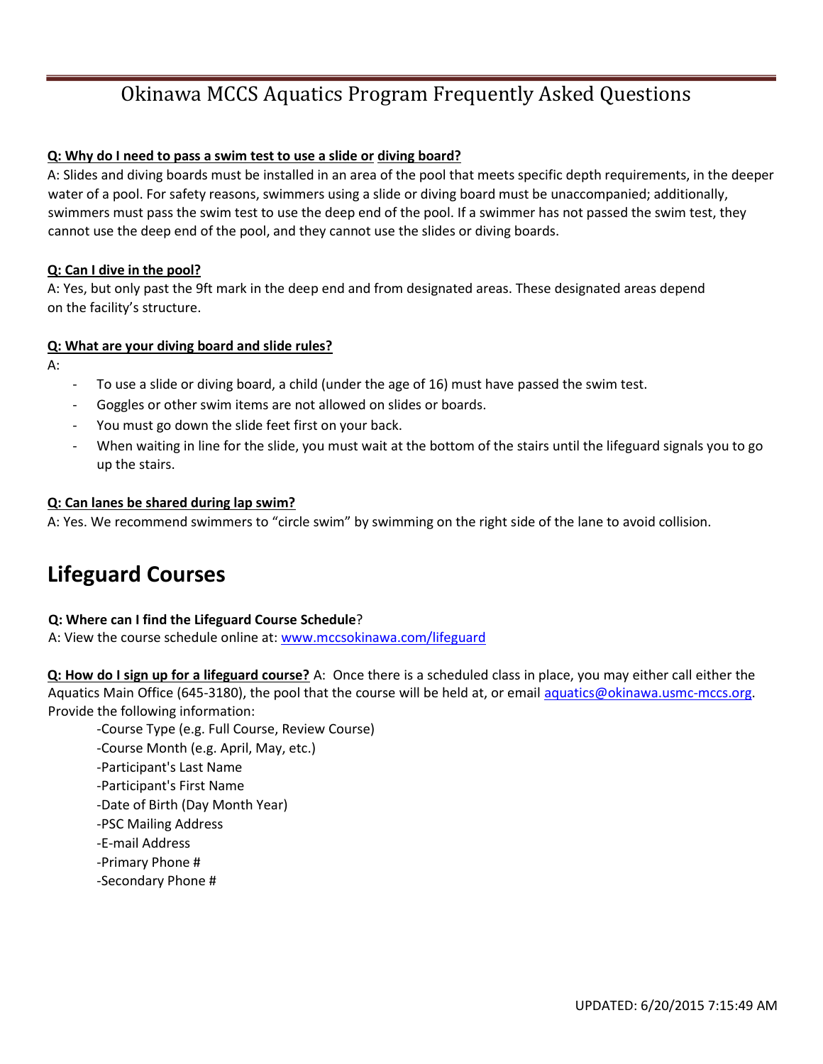# Okinawa MCCS Aquatics Program Frequently Asked Questions

**Q: Why do I need to pass a swim test to use a slide or diving board?**
A: Slides and diving boards must be installed in an area of the pool that meets specific depth requirements, in the deeper water of a pool. For safety reasons, swimmers using a slide or diving board must be unaccompanied; additionally, swimmers must pass the swim test to use the deep end of the pool. If a swimmer has not passed the swim test, they cannot use the deep end of the pool, and they cannot use the slides or diving boards.

**Q: Can I dive in the pool?**
A: Yes, but only past the 9ft mark in the deep end and from designated areas. These designated areas depend on the facility's structure.

**Q: What are your diving board and slide rules?**
A:

- To use a slide or diving board, a child (under the age of 16) must have passed the swim test.
- Goggles or other swim items are not allowed on slides or boards.
- You must go down the slide feet first on your back.
- When waiting in line for the slide, you must wait at the bottom of the stairs until the lifeguard signals you to go up the stairs.

**Q: Can lanes be shared during lap swim?**
A: Yes. We recommend swimmers to "circle swim" by swimming on the right side of the lane to avoid collision.

## Lifeguard Courses

**Q: Where can I find the Lifeguard Course Schedule**?
A: View the course schedule online at: www.mccsokinawa.com/lifeguard

**Q: How do I sign up for a lifeguard course?** A: Once there is a scheduled class in place, you may either call either the Aquatics Main Office (645-3180), the pool that the course will be held at, or email aquatics@okinawa.usmc-mccs.org. Provide the following information:

-Course Type (e.g. Full Course, Review Course)
-Course Month (e.g. April, May, etc.)
-Participant's Last Name
-Participant's First Name
-Date of Birth (Day Month Year)
-PSC Mailing Address
-E-mail Address
-Primary Phone #
-Secondary Phone #

UPDATED: 6/20/2015 7:15:49 AM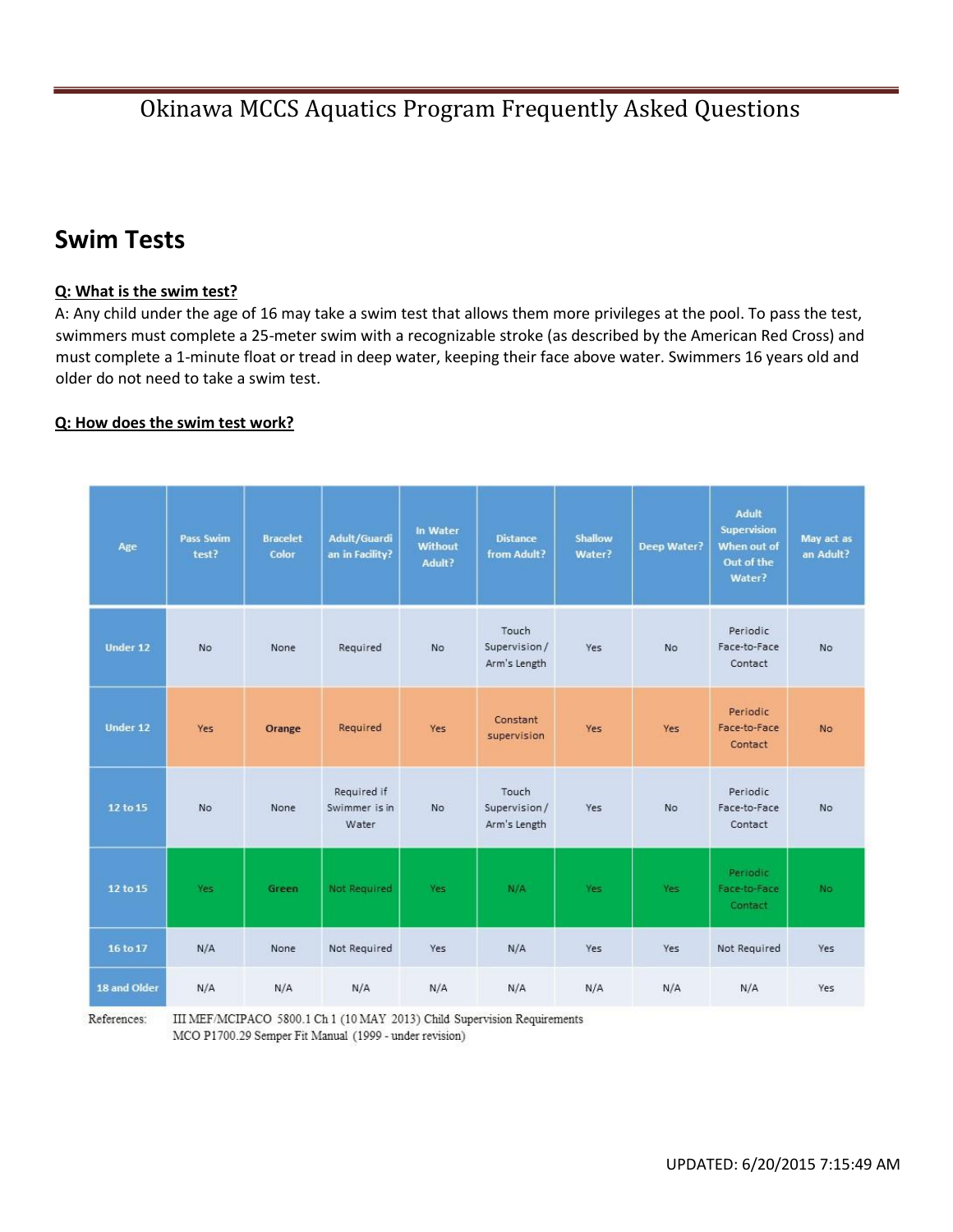# Okinawa MCCS Aquatics Program Frequently Asked Questions

## Swim Tests

**Q: What is the swim test?**

A: Any child under the age of 16 may take a swim test that allows them more privileges at the pool. To pass the test, swimmers must complete a 25-meter swim with a recognizable stroke (as described by the American Red Cross) and must complete a 1-minute float or tread in deep water, keeping their face above water. Swimmers 16 years old and older do not need to take a swim test.

**Q: How does the swim test work?**

| Age | Pass Swim test? | Bracelet Color | Adult/Guardian in Facility? | In Water Without Adult? | Distance from Adult? | Shallow Water? | Deep Water? | Adult Supervision When out of Out of the Water? | May act as an Adult? |
|---|---|---|---|---|---|---|---|---|---|
| Under 12 | No | None | Required | No | Touch Supervision / Arm's Length | Yes | No | Periodic Face-to-Face Contact | No |
| Under 12 | Yes | Orange | Required | Yes | Constant supervision | Yes | Yes | Periodic Face-to-Face Contact | No |
| 12 to 15 | No | None | Required if Swimmer is in Water | No | Touch Supervision / Arm's Length | Yes | No | Periodic Face-to-Face Contact | No |
| 12 to 15 | Yes | Green | Not Required | Yes | N/A | Yes | Yes | Periodic Face-to-Face Contact | No |
| 16 to 17 | N/A | None | Not Required | Yes | N/A | Yes | Yes | Not Required | Yes |
| 18 and Older | N/A | N/A | N/A | N/A | N/A | N/A | N/A | N/A | Yes |

References: III MEF/MCIPACO 5800.1 Ch 1 (10 MAY 2013) Child Supervision Requirements
MCO P1700.29 Semper Fit Manual (1999 - under revision)

UPDATED: 6/20/2015 7:15:49 AM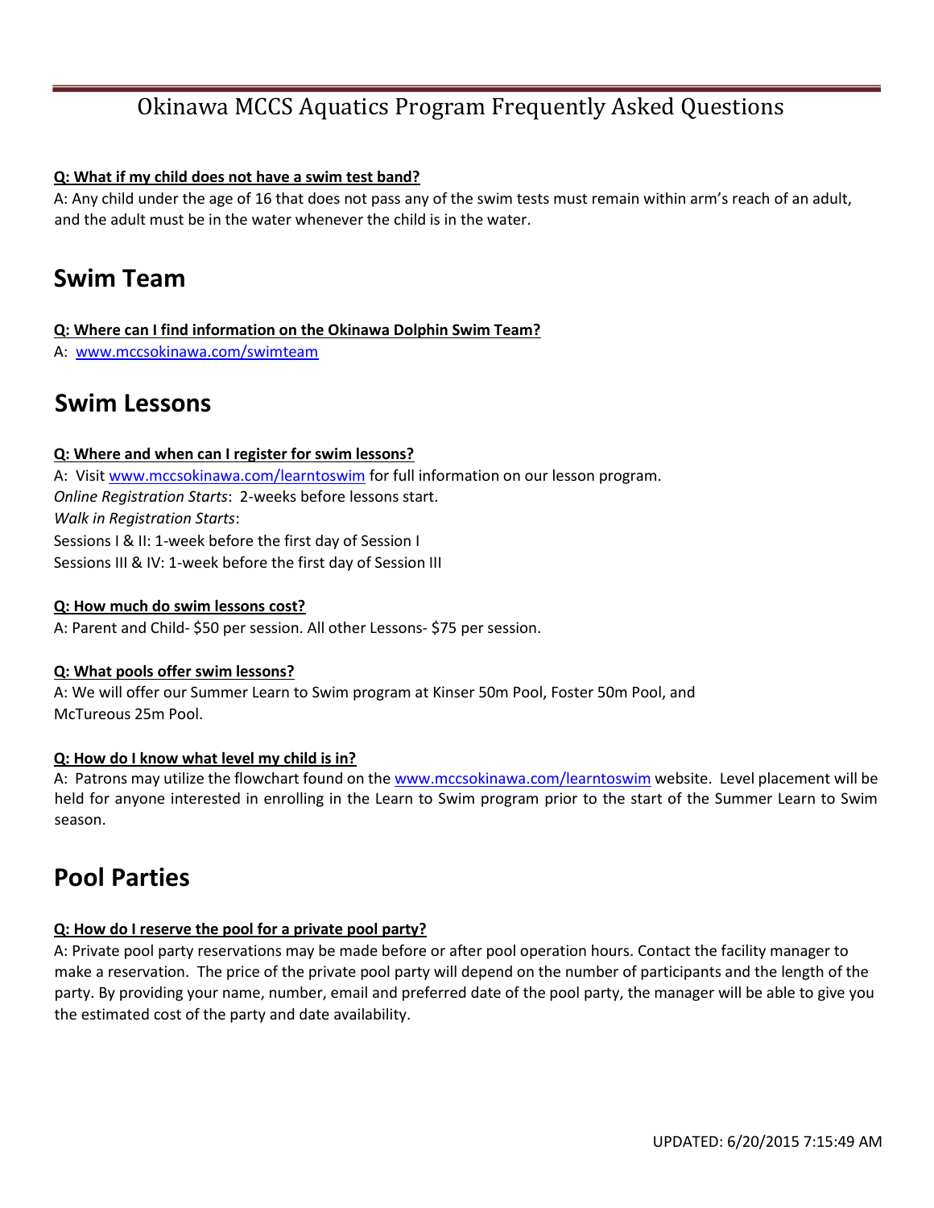# Okinawa MCCS Aquatics Program Frequently Asked Questions

**Q: What if my child does not have a swim test band?**

A: Any child under the age of 16 that does not pass any of the swim tests must remain within arm's reach of an adult, and the adult must be in the water whenever the child is in the water.

## Swim Team

**Q: Where can I find information on the Okinawa Dolphin Swim Team?**

A: www.mccsokinawa.com/swimteam

## Swim Lessons

**Q: Where and when can I register for swim lessons?**

A: Visit www.mccsokinawa.com/learntoswim for full information on our lesson program.
*Online Registration Starts*: 2-weeks before lessons start.
*Walk in Registration Starts*:
Sessions I & II: 1-week before the first day of Session I
Sessions III & IV: 1-week before the first day of Session III

**Q: How much do swim lessons cost?**

A: Parent and Child- $50 per session. All other Lessons- $75 per session.

**Q: What pools offer swim lessons?**

A: We will offer our Summer Learn to Swim program at Kinser 50m Pool, Foster 50m Pool, and McTureous 25m Pool.

**Q: How do I know what level my child is in?**

A: Patrons may utilize the flowchart found on the www.mccsokinawa.com/learntoswim website. Level placement will be held for anyone interested in enrolling in the Learn to Swim program prior to the start of the Summer Learn to Swim season.

## Pool Parties

**Q: How do I reserve the pool for a private pool party?**

A: Private pool party reservations may be made before or after pool operation hours. Contact the facility manager to make a reservation. The price of the private pool party will depend on the number of participants and the length of the party. By providing your name, number, email and preferred date of the pool party, the manager will be able to give you the estimated cost of the party and date availability.

UPDATED: 6/20/2015 7:15:49 AM